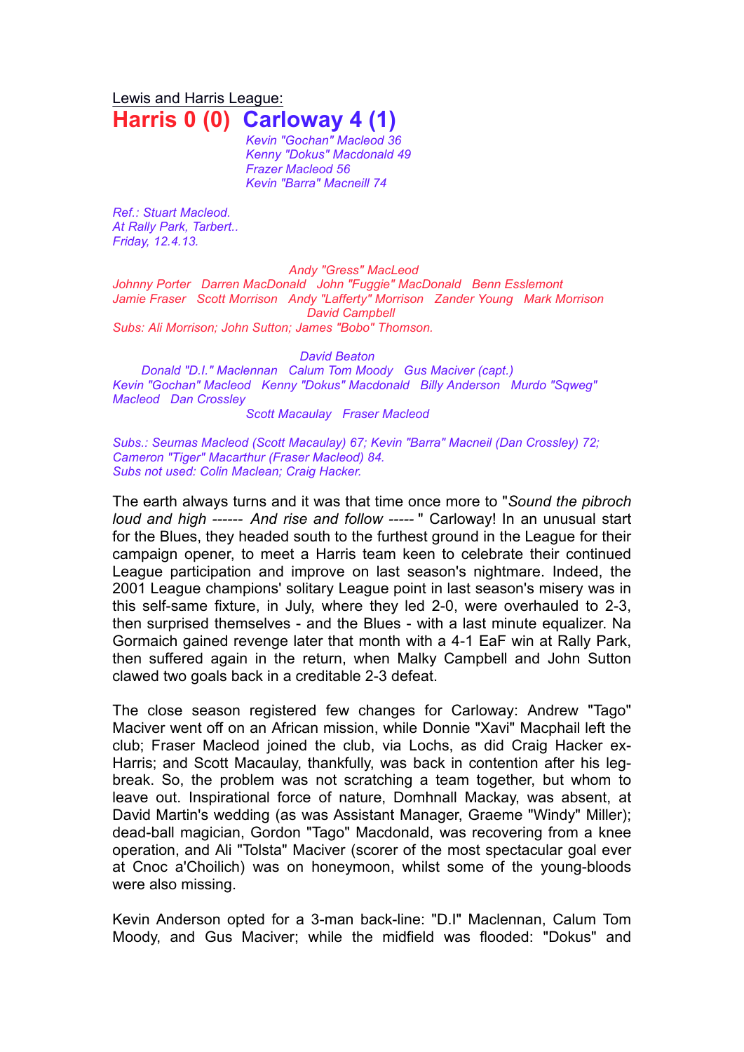Lewis and Harris League:

# Harris 0 (0) Carloway 4 (1)

*Kevin "Gochan" Macleod 36*
*Kenny "Dokus" Macdonald 49*
*Frazer Macleod 56*
*Kevin "Barra" Macneill 74*

*Ref.: Stuart Macleod.*
*At Rally Park, Tarbert..*
*Friday, 12.4.13.*

*Andy "Gress" MacLeod*
*Johnny Porter Darren MacDonald John "Fuggie" MacDonald Benn Esslemont*
*Jamie Fraser Scott Morrison Andy "Lafferty" Morrison Zander Young Mark Morrison*
*David Campbell*
*Subs: Ali Morrison; John Sutton; James "Bobo" Thomson.*

*David Beaton*
*Donald "D.I." Maclennan Calum Tom Moody Gus Maciver (capt.)*
*Kevin "Gochan" Macleod Kenny "Dokus" Macdonald Billy Anderson Murdo "Sqweg" Macleod Dan Crossley*
*Scott Macaulay Fraser Macleod*

*Subs.: Seumas Macleod (Scott Macaulay) 67; Kevin "Barra" Macneil (Dan Crossley) 72; Cameron "Tiger" Macarthur (Fraser Macleod) 84.*
*Subs not used: Colin Maclean; Craig Hacker.*

The earth always turns and it was that time once more to "*Sound the pibroch loud and high ------ And rise and follow -----* " Carloway! In an unusual start for the Blues, they headed south to the furthest ground in the League for their campaign opener, to meet a Harris team keen to celebrate their continued League participation and improve on last season's nightmare. Indeed, the 2001 League champions' solitary League point in last season's misery was in this self-same fixture, in July, where they led 2-0, were overhauled to 2-3, then surprised themselves - and the Blues - with a last minute equalizer. Na Gormaich gained revenge later that month with a 4-1 EaF win at Rally Park, then suffered again in the return, when Malky Campbell and John Sutton clawed two goals back in a creditable 2-3 defeat.

The close season registered few changes for Carloway: Andrew "Tago" Maciver went off on an African mission, while Donnie "Xavi" Macphail left the club; Fraser Macleod joined the club, via Lochs, as did Craig Hacker ex-Harris; and Scott Macaulay, thankfully, was back in contention after his leg-break. So, the problem was not scratching a team together, but whom to leave out. Inspirational force of nature, Domhnall Mackay, was absent, at David Martin's wedding (as was Assistant Manager, Graeme "Windy" Miller); dead-ball magician, Gordon "Tago" Macdonald, was recovering from a knee operation, and Ali "Tolsta" Maciver (scorer of the most spectacular goal ever at Cnoc a'Choilich) was on honeymoon, whilst some of the young-bloods were also missing.

Kevin Anderson opted for a 3-man back-line: "D.I" Maclennan, Calum Tom Moody, and Gus Maciver; while the midfield was flooded: "Dokus" and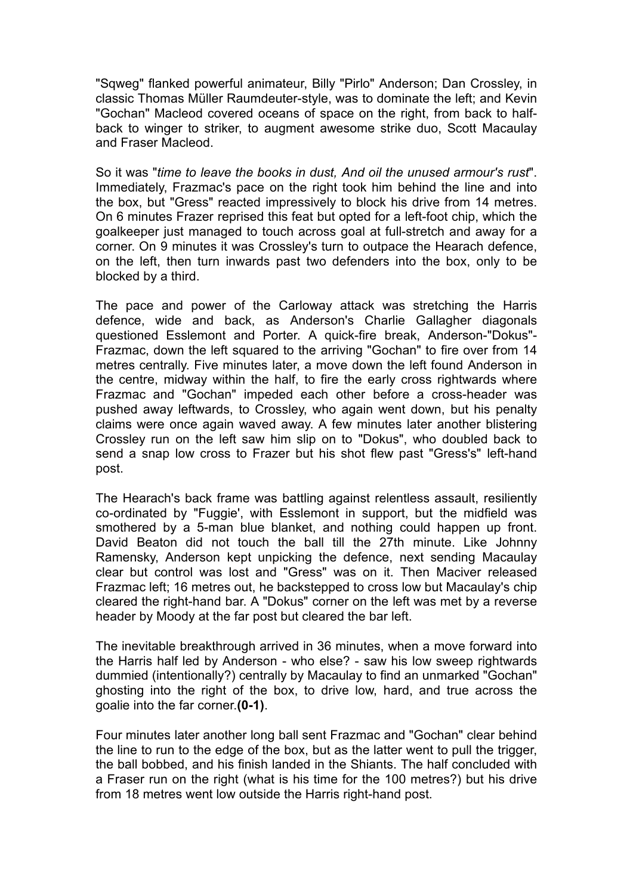"Sqweg" flanked powerful animateur, Billy "Pirlo" Anderson; Dan Crossley, in classic Thomas Müller Raumdeuter-style, was to dominate the left; and Kevin "Gochan" Macleod covered oceans of space on the right, from back to half-back to winger to striker, to augment awesome strike duo, Scott Macaulay and Fraser Macleod.

So it was "*time to leave the books in dust, And oil the unused armour's rust*". Immediately, Frazmac's pace on the right took him behind the line and into the box, but "Gress" reacted impressively to block his drive from 14 metres. On 6 minutes Frazer reprised this feat but opted for a left-foot chip, which the goalkeeper just managed to touch across goal at full-stretch and away for a corner. On 9 minutes it was Crossley's turn to outpace the Hearach defence, on the left, then turn inwards past two defenders into the box, only to be blocked by a third.

The pace and power of the Carloway attack was stretching the Harris defence, wide and back, as Anderson's Charlie Gallagher diagonals questioned Esslemont and Porter. A quick-fire break, Anderson-"Dokus"-Frazmac, down the left squared to the arriving "Gochan" to fire over from 14 metres centrally. Five minutes later, a move down the left found Anderson in the centre, midway within the half, to fire the early cross rightwards where Frazmac and "Gochan" impeded each other before a cross-header was pushed away leftwards, to Crossley, who again went down, but his penalty claims were once again waved away. A few minutes later another blistering Crossley run on the left saw him slip on to "Dokus", who doubled back to send a snap low cross to Frazer but his shot flew past "Gress's" left-hand post.

The Hearach's back frame was battling against relentless assault, resiliently co-ordinated by "Fuggie', with Esslemont in support, but the midfield was smothered by a 5-man blue blanket, and nothing could happen up front. David Beaton did not touch the ball till the 27th minute. Like Johnny Ramensky, Anderson kept unpicking the defence, next sending Macaulay clear but control was lost and "Gress" was on it. Then Maciver released Frazmac left; 16 metres out, he backstepped to cross low but Macaulay's chip cleared the right-hand bar. A "Dokus" corner on the left was met by a reverse header by Moody at the far post but cleared the bar left.

The inevitable breakthrough arrived in 36 minutes, when a move forward into the Harris half led by Anderson - who else? - saw his low sweep rightwards dummied (intentionally?) centrally by Macaulay to find an unmarked "Gochan" ghosting into the right of the box, to drive low, hard, and true across the goalie into the far corner.**(0-1)**.

Four minutes later another long ball sent Frazmac and "Gochan" clear behind the line to run to the edge of the box, but as the latter went to pull the trigger, the ball bobbed, and his finish landed in the Shiants. The half concluded with a Fraser run on the right (what is his time for the 100 metres?) but his drive from 18 metres went low outside the Harris right-hand post.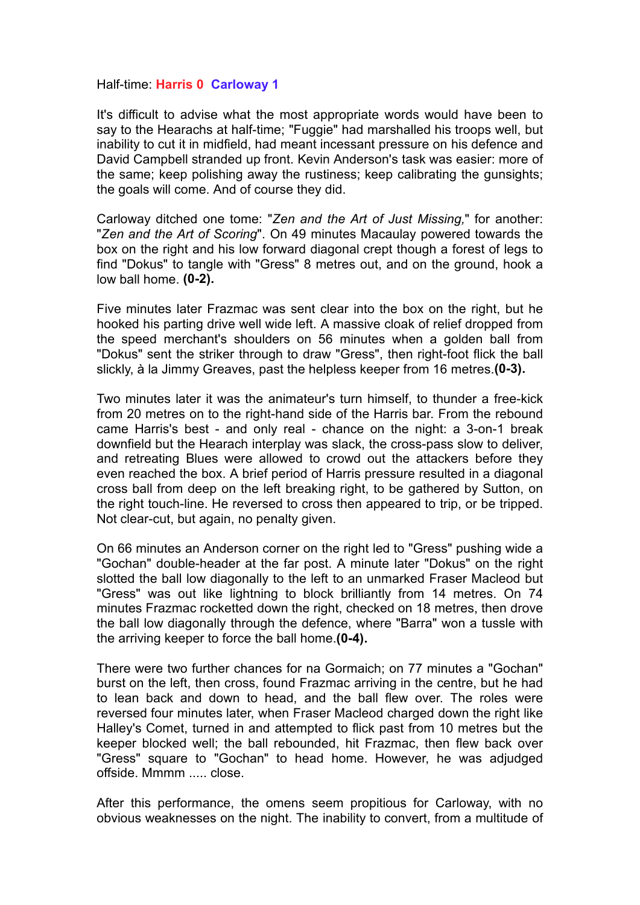Half-time: **Harris 0 Carloway 1**

It's difficult to advise what the most appropriate words would have been to say to the Hearachs at half-time; "Fuggie" had marshalled his troops well, but inability to cut it in midfield, had meant incessant pressure on his defence and David Campbell stranded up front. Kevin Anderson's task was easier: more of the same; keep polishing away the rustiness; keep calibrating the gunsights; the goals will come. And of course they did.

Carloway ditched one tome: "*Zen and the Art of Just Missing,*" for another: "*Zen and the Art of Scoring*". On 49 minutes Macaulay powered towards the box on the right and his low forward diagonal crept though a forest of legs to find "Dokus" to tangle with "Gress" 8 metres out, and on the ground, hook a low ball home. **(0-2).**

Five minutes later Frazmac was sent clear into the box on the right, but he hooked his parting drive well wide left. A massive cloak of relief dropped from the speed merchant's shoulders on 56 minutes when a golden ball from "Dokus" sent the striker through to draw "Gress", then right-foot flick the ball slickly, à la Jimmy Greaves, past the helpless keeper from 16 metres.**(0-3).**

Two minutes later it was the animateur's turn himself, to thunder a free-kick from 20 metres on to the right-hand side of the Harris bar. From the rebound came Harris's best - and only real - chance on the night: a 3-on-1 break downfield but the Hearach interplay was slack, the cross-pass slow to deliver, and retreating Blues were allowed to crowd out the attackers before they even reached the box. A brief period of Harris pressure resulted in a diagonal cross ball from deep on the left breaking right, to be gathered by Sutton, on the right touch-line. He reversed to cross then appeared to trip, or be tripped. Not clear-cut, but again, no penalty given.

On 66 minutes an Anderson corner on the right led to "Gress" pushing wide a "Gochan" double-header at the far post. A minute later "Dokus" on the right slotted the ball low diagonally to the left to an unmarked Fraser Macleod but "Gress" was out like lightning to block brilliantly from 14 metres. On 74 minutes Frazmac rocketted down the right, checked on 18 metres, then drove the ball low diagonally through the defence, where "Barra" won a tussle with the arriving keeper to force the ball home.**(0-4).**

There were two further chances for na Gormaich; on 77 minutes a "Gochan" burst on the left, then cross, found Frazmac arriving in the centre, but he had to lean back and down to head, and the ball flew over. The roles were reversed four minutes later, when Fraser Macleod charged down the right like Halley's Comet, turned in and attempted to flick past from 10 metres but the keeper blocked well; the ball rebounded, hit Frazmac, then flew back over "Gress" square to "Gochan" to head home. However, he was adjudged offside. Mmmm ..... close.

After this performance, the omens seem propitious for Carloway, with no obvious weaknesses on the night. The inability to convert, from a multitude of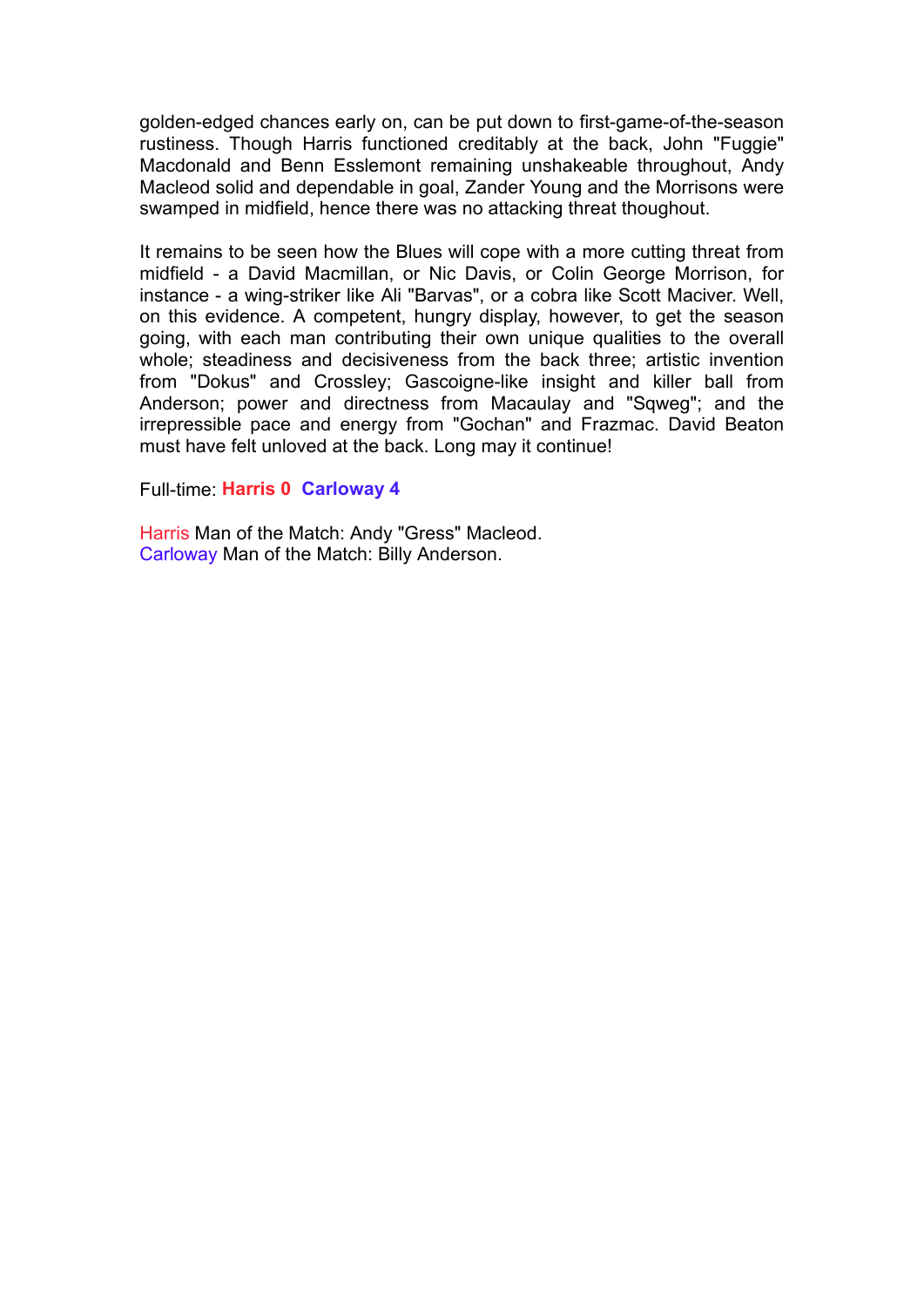golden-edged chances early on, can be put down to first-game-of-the-season rustiness. Though Harris functioned creditably at the back, John "Fuggie" Macdonald and Benn Esslemont remaining unshakeable throughout, Andy Macleod solid and dependable in goal, Zander Young and the Morrisons were swamped in midfield, hence there was no attacking threat thoughout.

It remains to be seen how the Blues will cope with a more cutting threat from midfield - a David Macmillan, or Nic Davis, or Colin George Morrison, for instance - a wing-striker like Ali "Barvas", or a cobra like Scott Maciver. Well, on this evidence. A competent, hungry display, however, to get the season going, with each man contributing their own unique qualities to the overall whole; steadiness and decisiveness from the back three; artistic invention from "Dokus" and Crossley; Gascoigne-like insight and killer ball from Anderson; power and directness from Macaulay and "Sqweg"; and the irrepressible pace and energy from "Gochan" and Frazmac. David Beaton must have felt unloved at the back. Long may it continue!

Full-time: **Harris 0** **Carloway 4**

Harris Man of the Match: Andy "Gress" Macleod.
Carloway Man of the Match: Billy Anderson.